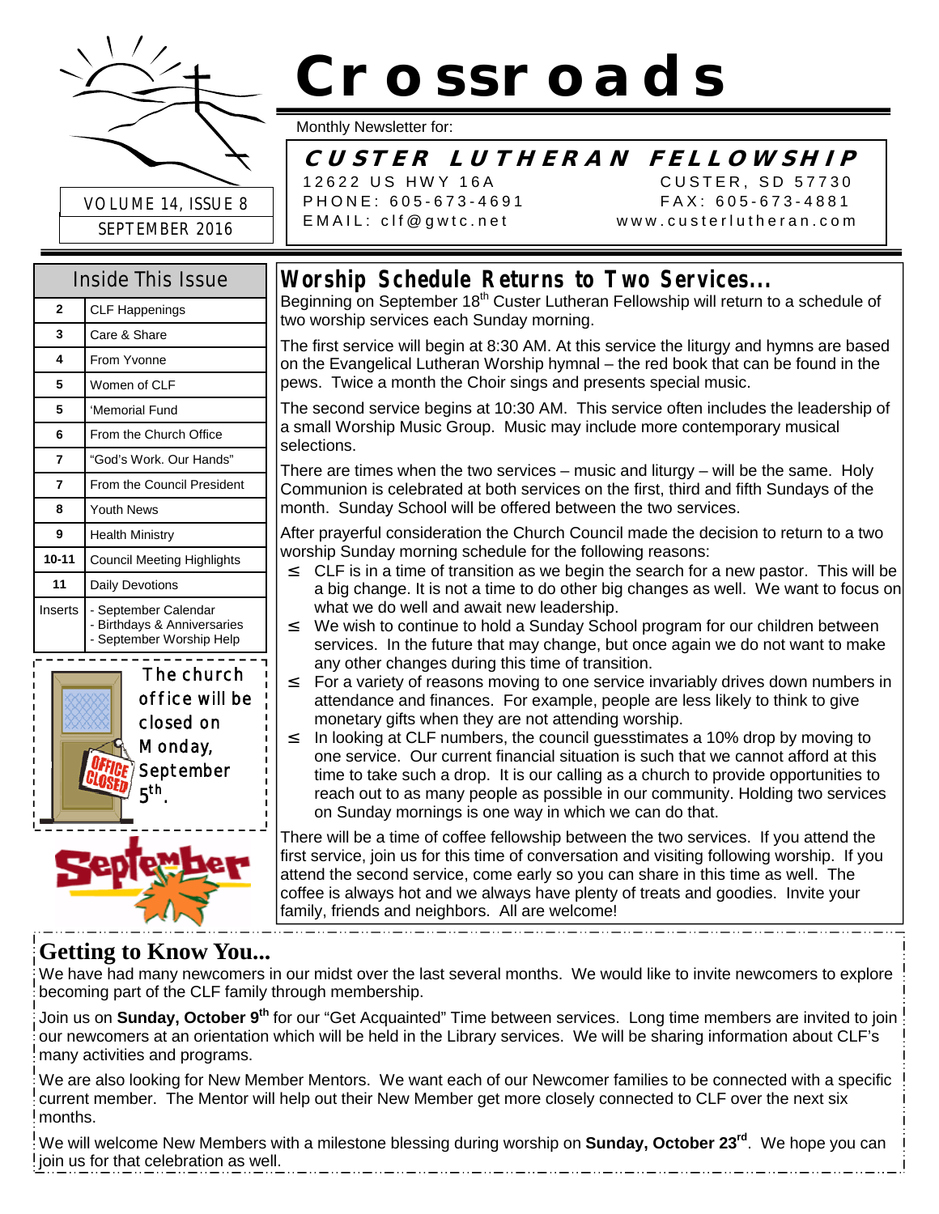# Crossroads

Monthly Newsletter for:

**CUSTER LUTHERAN FELLOWSHIP**

12622 US HWY 16A — CUSTER, SD 57730
PHONE: 605-673-4691 — FAX: 605-673-4881
EMAIL: clf@gwtc.net — www.custerlutheran.com

VOLUME 14, ISSUE 8
SEPTEMBER 2016

## Inside This Issue

| Page | Article |
|---|---|
| 2 | CLF Happenings |
| 3 | Care & Share |
| 4 | From Yvonne |
| 5 | Women of CLF |
| 5 | 'Memorial Fund |
| 6 | From the Church Office |
| 7 | "God's Work. Our Hands" |
| 7 | From the Council President |
| 8 | Youth News |
| 9 | Health Ministry |
| 10-11 | Council Meeting Highlights |
| 11 | Daily Devotions |
| Inserts | - September Calendar<br>- Birthdays & Anniversaries<br>- September Worship Help |

The church office will be closed on Monday, September 5th.

## Worship Schedule Returns to Two Services...

Beginning on September 18th Custer Lutheran Fellowship will return to a schedule of two worship services each Sunday morning.

The first service will begin at 8:30 AM. At this service the liturgy and hymns are based on the Evangelical Lutheran Worship hymnal – the red book that can be found in the pews. Twice a month the Choir sings and presents special music.

The second service begins at 10:30 AM. This service often includes the leadership of a small Worship Music Group. Music may include more contemporary musical selections.

There are times when the two services – music and liturgy – will be the same. Holy Communion is celebrated at both services on the first, third and fifth Sundays of the month. Sunday School will be offered between the two services.

After prayerful consideration the Church Council made the decision to return to a two worship Sunday morning schedule for the following reasons:

- CLF is in a time of transition as we begin the search for a new pastor. This will be a big change. It is not a time to do other big changes as well. We want to focus on what we do well and await new leadership.
- We wish to continue to hold a Sunday School program for our children between services. In the future that may change, but once again we do not want to make any other changes during this time of transition.
- For a variety of reasons moving to one service invariably drives down numbers in attendance and finances. For example, people are less likely to think to give monetary gifts when they are not attending worship.
- In looking at CLF numbers, the council guesstimates a 10% drop by moving to one service. Our current financial situation is such that we cannot afford at this time to take such a drop. It is our calling as a church to provide opportunities to reach out to as many people as possible in our community. Holding two services on Sunday mornings is one way in which we can do that.

There will be a time of coffee fellowship between the two services. If you attend the first service, join us for this time of conversation and visiting following worship. If you attend the second service, come early so you can share in this time as well. The coffee is always hot and we always have plenty of treats and goodies. Invite your family, friends and neighbors. All are welcome!

## Getting to Know You...

We have had many newcomers in our midst over the last several months. We would like to invite newcomers to explore becoming part of the CLF family through membership.

Join us on **Sunday, October 9th** for our "Get Acquainted" Time between services. Long time members are invited to join our newcomers at an orientation which will be held in the Library services. We will be sharing information about CLF's many activities and programs.

We are also looking for New Member Mentors. We want each of our Newcomer families to be connected with a specific current member. The Mentor will help out their New Member get more closely connected to CLF over the next six months.

We will welcome New Members with a milestone blessing during worship on **Sunday, October 23rd**. We hope you can join us for that celebration as well.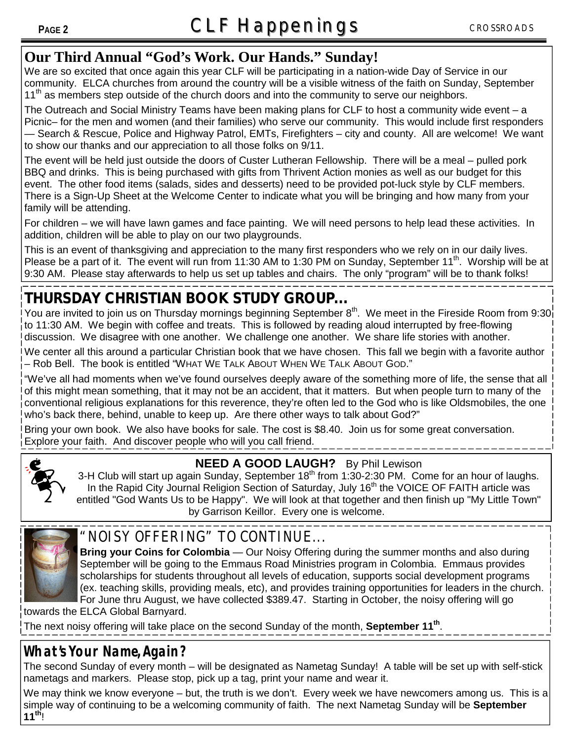## Our Third Annual "God's Work. Our Hands." Sunday!

We are so excited that once again this year CLF will be participating in a nation-wide Day of Service in our community. ELCA churches from around the country will be a visible witness of the faith on Sunday, September 11th as members step outside of the church doors and into the community to serve our neighbors.

The Outreach and Social Ministry Teams have been making plans for CLF to host a community wide event – a Picnic– for the men and women (and their families) who serve our community. This would include first responders — Search & Rescue, Police and Highway Patrol, EMTs, Firefighters – city and county. All are welcome! We want to show our thanks and our appreciation to all those folks on 9/11.

The event will be held just outside the doors of Custer Lutheran Fellowship. There will be a meal – pulled pork BBQ and drinks. This is being purchased with gifts from Thrivent Action monies as well as our budget for this event. The other food items (salads, sides and desserts) need to be provided pot-luck style by CLF members. There is a Sign-Up Sheet at the Welcome Center to indicate what you will be bringing and how many from your family will be attending.

For children – we will have lawn games and face painting. We will need persons to help lead these activities. In addition, children will be able to play on our two playgrounds.

This is an event of thanksgiving and appreciation to the many first responders who we rely on in our daily lives. Please be a part of it. The event will run from 11:30 AM to 1:30 PM on Sunday, September 11th. Worship will be at 9:30 AM. Please stay afterwards to help us set up tables and chairs. The only "program" will be to thank folks!

## THURSDAY CHRISTIAN BOOK STUDY GROUP…

You are invited to join us on Thursday mornings beginning September 8th. We meet in the Fireside Room from 9:30 to 11:30 AM. We begin with coffee and treats. This is followed by reading aloud interrupted by free-flowing discussion. We disagree with one another. We challenge one another. We share life stories with another.

We center all this around a particular Christian book that we have chosen. This fall we begin with a favorite author – Rob Bell. The book is entitled "WHAT WE TALK ABOUT WHEN WE TALK ABOUT GOD."

"We've all had moments when we've found ourselves deeply aware of the something more of life, the sense that all of this might mean something, that it may not be an accident, that it matters. But when people turn to many of the conventional religious explanations for this reverence, they're often led to the God who is like Oldsmobiles, the one who's back there, behind, unable to keep up. Are there other ways to talk about God?"

Bring your own book. We also have books for sale. The cost is $8.40. Join us for some great conversation. Explore your faith. And discover people who will you call friend.

## NEED A GOOD LAUGH? By Phil Lewison

3-H Club will start up again Sunday, September 18th from 1:30-2:30 PM. Come for an hour of laughs. In the Rapid City Journal Religion Section of Saturday, July 16th the VOICE OF FAITH article was entitled "God Wants Us to be Happy". We will look at that together and then finish up "My Little Town" by Garrison Keillor. Every one is welcome.

## "NOISY OFFERING" TO CONTINUE…

**Bring your Coins for Colombia** — Our Noisy Offering during the summer months and also during September will be going to the Emmaus Road Ministries program in Colombia. Emmaus provides scholarships for students throughout all levels of education, supports social development programs (ex. teaching skills, providing meals, etc), and provides training opportunities for leaders in the church. For June thru August, we have collected $389.47. Starting in October, the noisy offering will go towards the ELCA Global Barnyard.

The next noisy offering will take place on the second Sunday of the month, **September 11th**.

## What's Your Name, Again?

The second Sunday of every month – will be designated as Nametag Sunday! A table will be set up with self-stick nametags and markers. Please stop, pick up a tag, print your name and wear it.

We may think we know everyone – but, the truth is we don't. Every week we have newcomers among us. This is a simple way of continuing to be a welcoming community of faith. The next Nametag Sunday will be **September 11th**!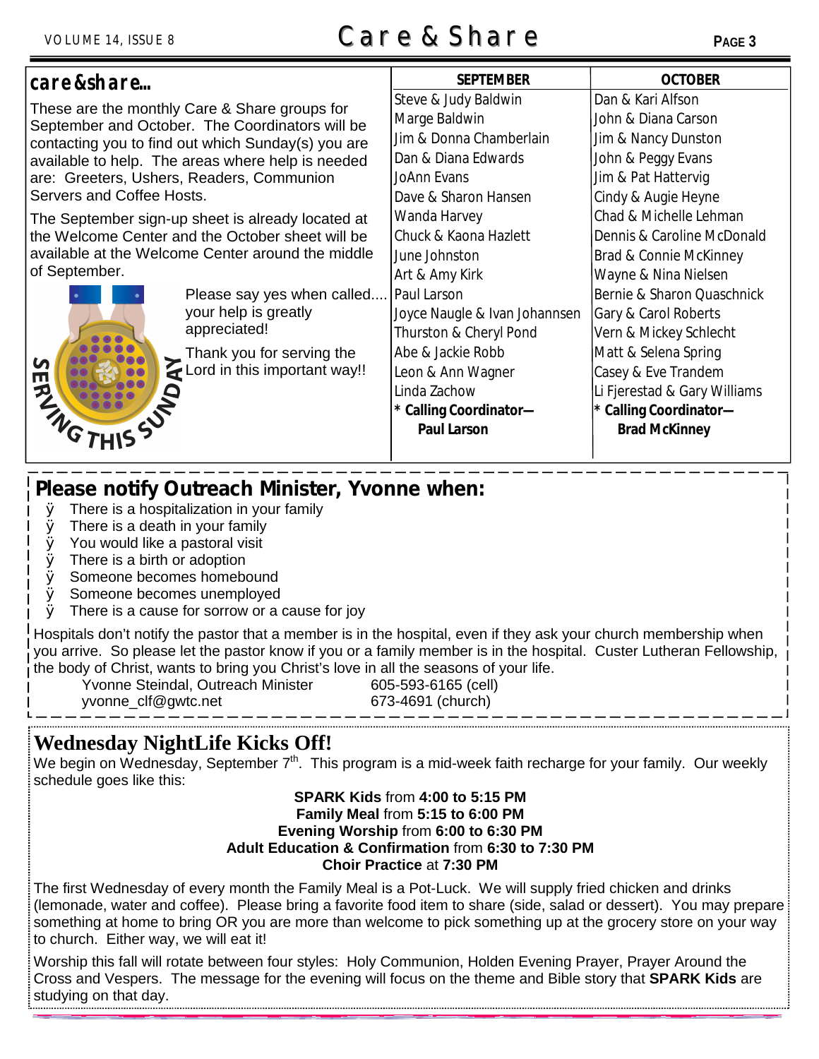## care&share...

These are the monthly Care & Share groups for September and October. The Coordinators will be contacting you to find out which Sunday(s) you are available to help. The areas where help is needed are: Greeters, Ushers, Readers, Communion Servers and Coffee Hosts.

The September sign-up sheet is already located at the Welcome Center and the October sheet will be available at the Welcome Center around the middle of September.

Please say yes when called.... your help is greatly appreciated!

Thank you for serving the Lord in this important way!!

SERVING THIS SUNDAY

| SEPTEMBER | OCTOBER |
|---|---|
| Steve & Judy Baldwin | Dan & Kari Alfson |
| Marge Baldwin | John & Diana Carson |
| Jim & Donna Chamberlain | Jim & Nancy Dunston |
| Dan & Diana Edwards | John & Peggy Evans |
| JoAnn Evans | Jim & Pat Hattervig |
| Dave & Sharon Hansen | Cindy & Augie Heyne |
| Wanda Harvey | Chad & Michelle Lehman |
| Chuck & Kaona Hazlett | Dennis & Caroline McDonald |
| June Johnston | Brad & Connie McKinney |
| Art & Amy Kirk | Wayne & Nina Nielsen |
| Paul Larson | Bernie & Sharon Quaschnick |
| Joyce Naugle & Ivan Johannsen | Gary & Carol Roberts |
| Thurston & Cheryl Pond | Vern & Mickey Schlecht |
| Abe & Jackie Robb | Matt & Selena Spring |
| Leon & Ann Wagner | Casey & Eve Trandem |
| Linda Zachow | Li Fjerestad & Gary Williams |
| **\* Calling Coordinator— Paul Larson** | **\* Calling Coordinator— Brad McKinney** |

## Please notify Outreach Minister, Yvonne when:

- There is a hospitalization in your family
- There is a death in your family
- You would like a pastoral visit
- There is a birth or adoption
- Someone becomes homebound
- Someone becomes unemployed
- There is a cause for sorrow or a cause for joy

Hospitals don't notify the pastor that a member is in the hospital, even if they ask your church membership when you arrive. So please let the pastor know if you or a family member is in the hospital. Custer Lutheran Fellowship, the body of Christ, wants to bring you Christ's love in all the seasons of your life.

Yvonne Steindal, Outreach Minister — 605-593-6165 (cell)
yvonne_clf@gwtc.net — 673-4691 (church)

## Wednesday NightLife Kicks Off!

We begin on Wednesday, September 7th. This program is a mid-week faith recharge for your family. Our weekly schedule goes like this:

**SPARK Kids** from **4:00 to 5:15 PM**
**Family Meal** from **5:15 to 6:00 PM**
**Evening Worship** from **6:00 to 6:30 PM**
**Adult Education & Confirmation** from **6:30 to 7:30 PM**
**Choir Practice** at **7:30 PM**

The first Wednesday of every month the Family Meal is a Pot-Luck. We will supply fried chicken and drinks (lemonade, water and coffee). Please bring a favorite food item to share (side, salad or dessert). You may prepare something at home to bring OR you are more than welcome to pick something up at the grocery store on your way to church. Either way, we will eat it!

Worship this fall will rotate between four styles: Holy Communion, Holden Evening Prayer, Prayer Around the Cross and Vespers. The message for the evening will focus on the theme and Bible story that **SPARK Kids** are studying on that day.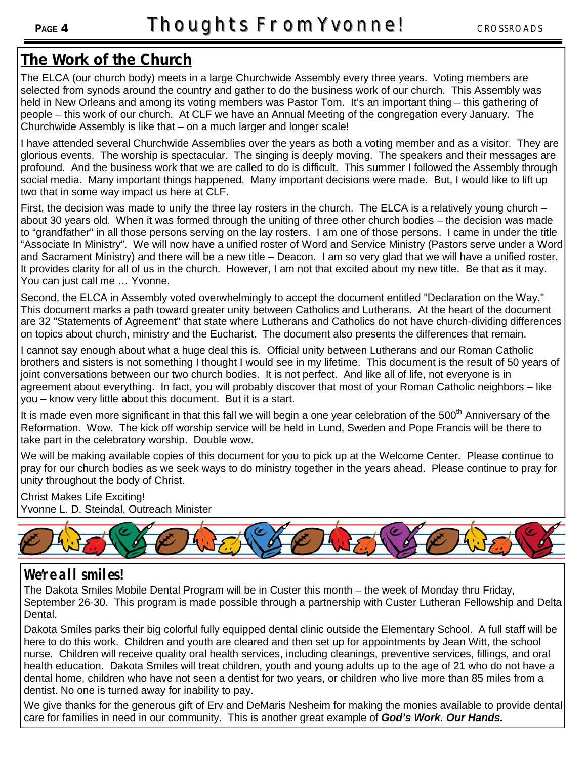# Thoughts From Yvonne!

## The Work of the Church

The ELCA (our church body) meets in a large Churchwide Assembly every three years. Voting members are selected from synods around the country and gather to do the business work of our church. This Assembly was held in New Orleans and among its voting members was Pastor Tom. It's an important thing – this gathering of people – this work of our church. At CLF we have an Annual Meeting of the congregation every January. The Churchwide Assembly is like that – on a much larger and longer scale!

I have attended several Churchwide Assemblies over the years as both a voting member and as a visitor. They are glorious events. The worship is spectacular. The singing is deeply moving. The speakers and their messages are profound. And the business work that we are called to do is difficult. This summer I followed the Assembly through social media. Many important things happened. Many important decisions were made. But, I would like to lift up two that in some way impact us here at CLF.

First, the decision was made to unify the three lay rosters in the church. The ELCA is a relatively young church – about 30 years old. When it was formed through the uniting of three other church bodies – the decision was made to "grandfather" in all those persons serving on the lay rosters. I am one of those persons. I came in under the title "Associate In Ministry". We will now have a unified roster of Word and Service Ministry (Pastors serve under a Word and Sacrament Ministry) and there will be a new title – Deacon. I am so very glad that we will have a unified roster. It provides clarity for all of us in the church. However, I am not that excited about my new title. Be that as it may. You can just call me … Yvonne.

Second, the ELCA in Assembly voted overwhelmingly to accept the document entitled "Declaration on the Way." This document marks a path toward greater unity between Catholics and Lutherans. At the heart of the document are 32 "Statements of Agreement" that state where Lutherans and Catholics do not have church-dividing differences on topics about church, ministry and the Eucharist. The document also presents the differences that remain.

I cannot say enough about what a huge deal this is. Official unity between Lutherans and our Roman Catholic brothers and sisters is not something I thought I would see in my lifetime. This document is the result of 50 years of joint conversations between our two church bodies. It is not perfect. And like all of life, not everyone is in agreement about everything. In fact, you will probably discover that most of your Roman Catholic neighbors – like you – know very little about this document. But it is a start.

It is made even more significant in that this fall we will begin a one year celebration of the 500th Anniversary of the Reformation. Wow. The kick off worship service will be held in Lund, Sweden and Pope Francis will be there to take part in the celebratory worship. Double wow.

We will be making available copies of this document for you to pick up at the Welcome Center. Please continue to pray for our church bodies as we seek ways to do ministry together in the years ahead. Please continue to pray for unity throughout the body of Christ.

Christ Makes Life Exciting!
Yvonne L. D. Steindal, Outreach Minister

## *We're all smiles!*

The Dakota Smiles Mobile Dental Program will be in Custer this month – the week of Monday thru Friday, September 26-30. This program is made possible through a partnership with Custer Lutheran Fellowship and Delta Dental.

Dakota Smiles parks their big colorful fully equipped dental clinic outside the Elementary School. A full staff will be here to do this work. Children and youth are cleared and then set up for appointments by Jean Witt, the school nurse. Children will receive quality oral health services, including cleanings, preventive services, fillings, and oral health education. Dakota Smiles will treat children, youth and young adults up to the age of 21 who do not have a dental home, children who have not seen a dentist for two years, or children who live more than 85 miles from a dentist. No one is turned away for inability to pay.

We give thanks for the generous gift of Erv and DeMaris Nesheim for making the monies available to provide dental care for families in need in our community. This is another great example of ***God's Work. Our Hands.***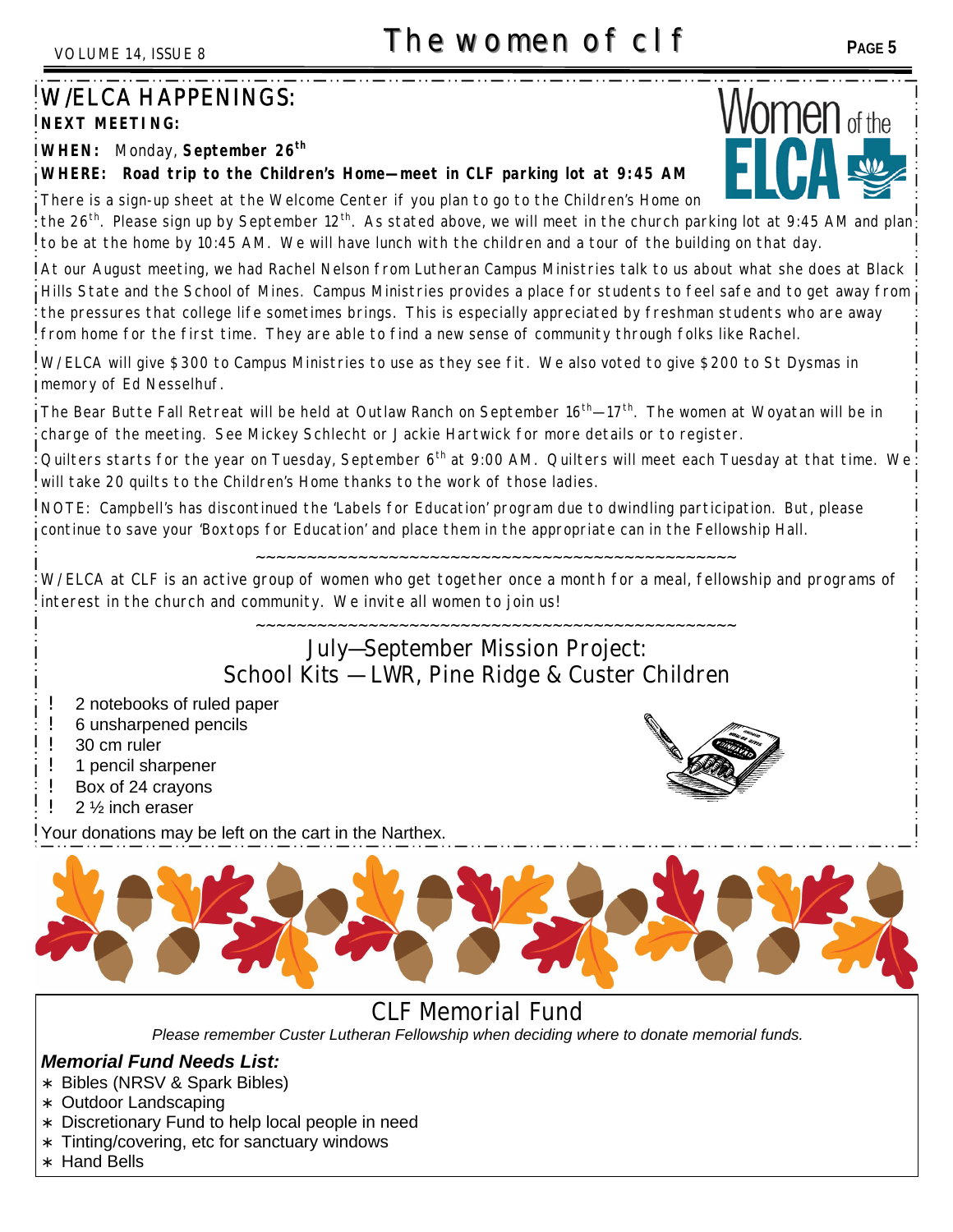## W/ELCA HAPPENINGS:

**NEXT MEETING:**

**WHEN:** Monday, **September 26th**

**WHERE: Road trip to the Children's Home—meet in CLF parking lot at 9:45 AM**

There is a sign-up sheet at the Welcome Center if you plan to go to the Children's Home on the 26th. Please sign up by September 12th. As stated above, we will meet in the church parking lot at 9:45 AM and plan to be at the home by 10:45 AM. We will have lunch with the children and a tour of the building on that day.

At our August meeting, we had Rachel Nelson from Lutheran Campus Ministries talk to us about what she does at Black Hills State and the School of Mines. Campus Ministries provides a place for students to feel safe and to get away from the pressures that college life sometimes brings. This is especially appreciated by freshman students who are away from home for the first time. They are able to find a new sense of community through folks like Rachel.

W/ELCA will give $300 to Campus Ministries to use as they see fit. We also voted to give $200 to St Dysmas in memory of Ed Nesselhuf.

The Bear Butte Fall Retreat will be held at Outlaw Ranch on September 16th—17th. The women at Woyatan will be in charge of the meeting. See Mickey Schlecht or Jackie Hartwick for more details or to register.

Quilters starts for the year on Tuesday, September 6th at 9:00 AM. Quilters will meet each Tuesday at that time. We will take 20 quilts to the Children's Home thanks to the work of those ladies.

NOTE: Campbell's has discontinued the 'Labels for Education' program due to dwindling participation. But, please continue to save your 'Boxtops for Education' and place them in the appropriate can in the Fellowship Hall.

~~~~~~~~~~~~~~~~~~~~~~~~~~~~~~~~~~~~~~~~~~~~~~~~~~~~

W/ELCA at CLF is an active group of women who get together once a month for a meal, fellowship and programs of interest in the church and community. We invite all women to join us!

~~~~~~~~~~~~~~~~~~~~~~~~~~~~~~~~~~~~~~~~~~~~~~~~~~~~

### July—September Mission Project: School Kits —LWR, Pine Ridge & Custer Children

- 2 notebooks of ruled paper
- 6 unsharpened pencils
- 30 cm ruler
- 1 pencil sharpener
- Box of 24 crayons
- 2 ½ inch eraser

Your donations may be left on the cart in the Narthex.

## CLF Memorial Fund

*Please remember Custer Lutheran Fellowship when deciding where to donate memorial funds.*

***Memorial Fund Needs List:***

- Bibles (NRSV & Spark Bibles)
- Outdoor Landscaping
- Discretionary Fund to help local people in need
- Tinting/covering, etc for sanctuary windows
- Hand Bells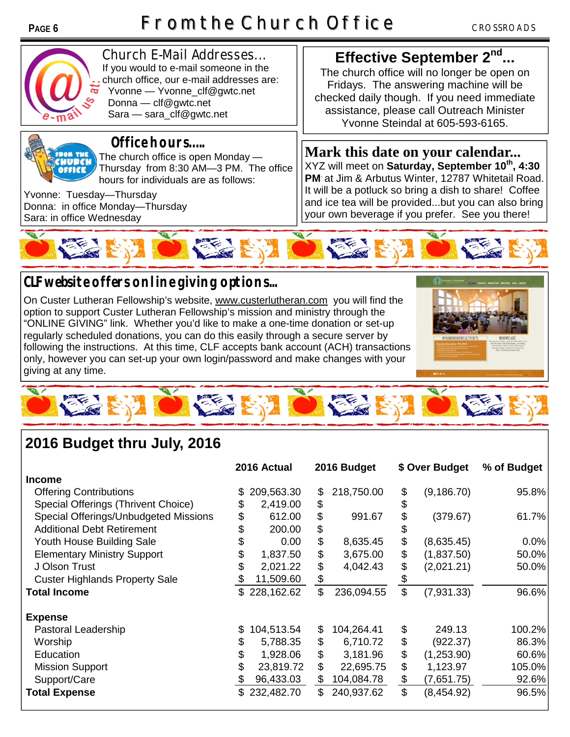## From the Church Office

### Church E-Mail Addresses...

If you would to e-mail someone in the church office, our e-mail addresses are:

- Yvonne — Yvonne_clf@gwtc.net
- Donna — clf@gwtc.net
- Sara — sara_clf@gwtc.net

### Effective September 2nd...

The church office will no longer be open on Fridays. The answering machine will be checked daily though. If you need immediate assistance, please call Outreach Minister Yvonne Steindal at 605-593-6165.

### Office hours.....

The church office is open Monday — Thursday from 8:30 AM—3 PM. The office hours for individuals are as follows:

Yvonne: Tuesday—Thursday
Donna: in office Monday—Thursday
Sara: in office Wednesday

### Mark this date on your calendar...

XYZ will meet on **Saturday, September 10th, 4:30 PM** at Jim & Arbutus Winter, 12787 Whitetail Road. It will be a potluck so bring a dish to share! Coffee and ice tea will be provided...but you can also bring your own beverage if you prefer. See you there!

### CLF website offers online giving options...

On Custer Lutheran Fellowship's website, www.custerlutheran.com you will find the option to support Custer Lutheran Fellowship's mission and ministry through the "ONLINE GIVING" link. Whether you'd like to make a one-time donation or set-up regularly scheduled donations, you can do this easily through a secure server by following the instructions. At this time, CLF accepts bank account (ACH) transactions only, however you can set-up your own login/password and make changes with your giving at any time.

### 2016 Budget thru July, 2016

| | 2016 Actual | 2016 Budget | $ Over Budget | % of Budget |
|---|---|---|---|---|
| **Income** | | | | |
| Offering Contributions | $ 209,563.30 | $ 218,750.00 | $ (9,186.70) | 95.8% |
| Special Offerings (Thrivent Choice) | $ 2,419.00 | $ | $ | |
| Special Offerings/Unbudgeted Missions | $ 612.00 | $ 991.67 | $ (379.67) | 61.7% |
| Additional Debt Retirement | $ 200.00 | $ | $ | |
| Youth House Building Sale | $ 0.00 | $ 8,635.45 | $ (8,635.45) | 0.0% |
| Elementary Ministry Support | $ 1,837.50 | $ 3,675.00 | $ (1,837.50) | 50.0% |
| J Olson Trust | $ 2,021.22 | $ 4,042.43 | $ (2,021.21) | 50.0% |
| Custer Highlands Property Sale | $ 11,509.60 | $ | $ | |
| **Total Income** | $ 228,162.62 | $ 236,094.55 | $ (7,931.33) | 96.6% |
| **Expense** | | | | |
| Pastoral Leadership | $ 104,513.54 | $ 104,264.41 | $ 249.13 | 100.2% |
| Worship | $ 5,788.35 | $ 6,710.72 | $ (922.37) | 86.3% |
| Education | $ 1,928.06 | $ 3,181.96 | $ (1,253.90) | 60.6% |
| Mission Support | $ 23,819.72 | $ 22,695.75 | $ 1,123.97 | 105.0% |
| Support/Care | $ 96,433.03 | $ 104,084.78 | $ (7,651.75) | 92.6% |
| **Total Expense** | $ 232,482.70 | $ 240,937.62 | $ (8,454.92) | 96.5% |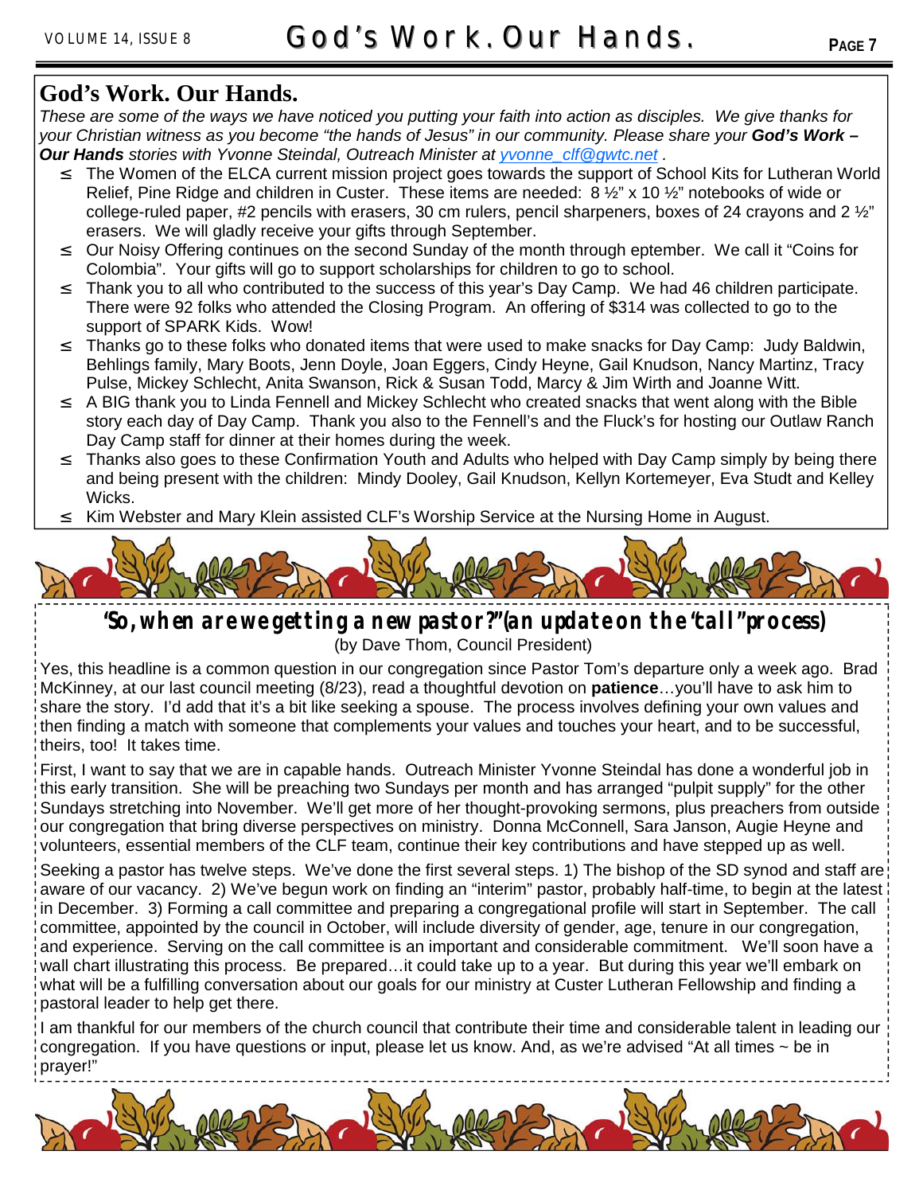## God's Work. Our Hands.

*These are some of the ways we have noticed you putting your faith into action as disciples. We give thanks for your Christian witness as you become "the hands of Jesus" in our community. Please share your **God's Work – Our Hands** stories with Yvonne Steindal, Outreach Minister at yvonne_clf@gwtc.net .*

- The Women of the ELCA current mission project goes towards the support of School Kits for Lutheran World Relief, Pine Ridge and children in Custer. These items are needed: 8 ½" x 10 ½" notebooks of wide or college-ruled paper, #2 pencils with erasers, 30 cm rulers, pencil sharpeners, boxes of 24 crayons and 2 ½" erasers. We will gladly receive your gifts through September.
- Our Noisy Offering continues on the second Sunday of the month through eptember. We call it "Coins for Colombia". Your gifts will go to support scholarships for children to go to school.
- Thank you to all who contributed to the success of this year's Day Camp. We had 46 children participate. There were 92 folks who attended the Closing Program. An offering of $314 was collected to go to the support of SPARK Kids. Wow!
- Thanks go to these folks who donated items that were used to make snacks for Day Camp: Judy Baldwin, Behlings family, Mary Boots, Jenn Doyle, Joan Eggers, Cindy Heyne, Gail Knudson, Nancy Martinz, Tracy Pulse, Mickey Schlecht, Anita Swanson, Rick & Susan Todd, Marcy & Jim Wirth and Joanne Witt.
- A BIG thank you to Linda Fennell and Mickey Schlecht who created snacks that went along with the Bible story each day of Day Camp. Thank you also to the Fennell's and the Fluck's for hosting our Outlaw Ranch Day Camp staff for dinner at their homes during the week.
- Thanks also goes to these Confirmation Youth and Adults who helped with Day Camp simply by being there and being present with the children: Mindy Dooley, Gail Knudson, Kellyn Kortemeyer, Eva Studt and Kelley Wicks.
- Kim Webster and Mary Klein assisted CLF's Worship Service at the Nursing Home in August.

## "So, when are we getting a new pastor?" (an update on the "call" process)

(by Dave Thom, Council President)

Yes, this headline is a common question in our congregation since Pastor Tom's departure only a week ago. Brad McKinney, at our last council meeting (8/23), read a thoughtful devotion on **patience**…you'll have to ask him to share the story. I'd add that it's a bit like seeking a spouse. The process involves defining your own values and then finding a match with someone that complements your values and touches your heart, and to be successful, theirs, too! It takes time.

First, I want to say that we are in capable hands. Outreach Minister Yvonne Steindal has done a wonderful job in this early transition. She will be preaching two Sundays per month and has arranged "pulpit supply" for the other Sundays stretching into November. We'll get more of her thought-provoking sermons, plus preachers from outside our congregation that bring diverse perspectives on ministry. Donna McConnell, Sara Janson, Augie Heyne and volunteers, essential members of the CLF team, continue their key contributions and have stepped up as well.

Seeking a pastor has twelve steps. We've done the first several steps. 1) The bishop of the SD synod and staff are aware of our vacancy. 2) We've begun work on finding an "interim" pastor, probably half-time, to begin at the latest in December. 3) Forming a call committee and preparing a congregational profile will start in September. The call committee, appointed by the council in October, will include diversity of gender, age, tenure in our congregation, and experience. Serving on the call committee is an important and considerable commitment. We'll soon have a wall chart illustrating this process. Be prepared…it could take up to a year. But during this year we'll embark on what will be a fulfilling conversation about our goals for our ministry at Custer Lutheran Fellowship and finding a pastoral leader to help get there.

I am thankful for our members of the church council that contribute their time and considerable talent in leading our congregation. If you have questions or input, please let us know. And, as we're advised "At all times ~ be in prayer!"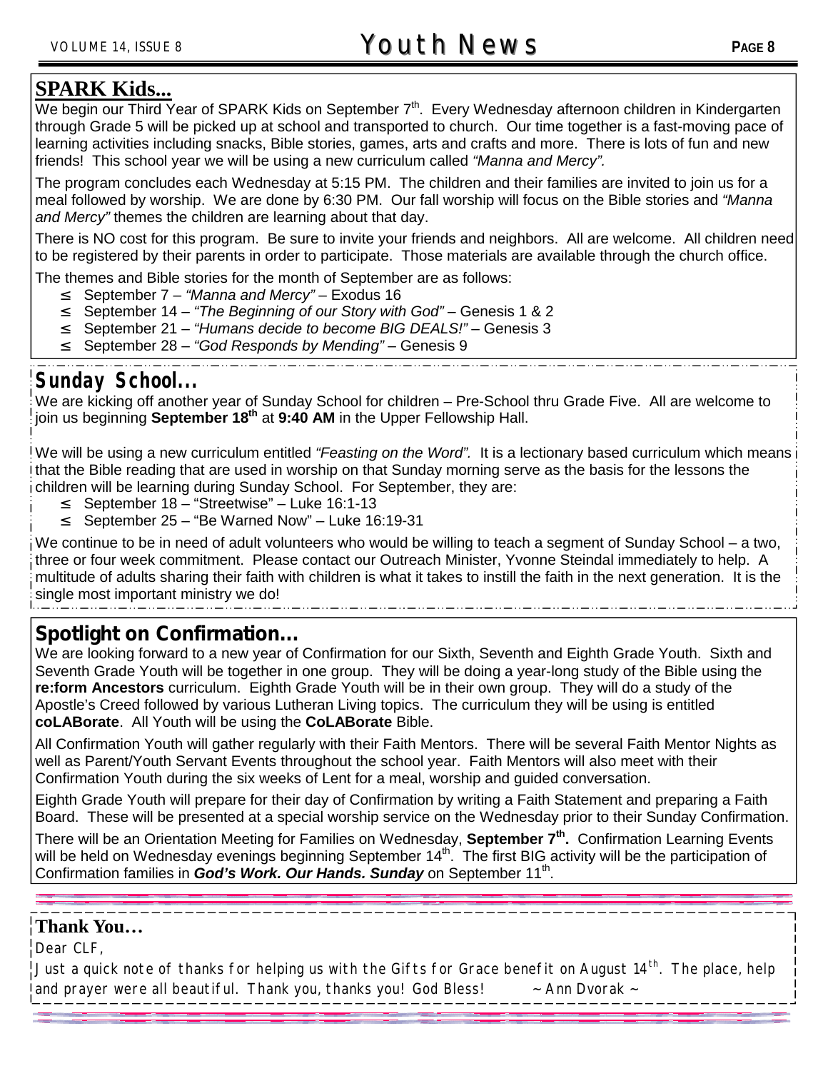## SPARK Kids...

We begin our Third Year of SPARK Kids on September 7th. Every Wednesday afternoon children in Kindergarten through Grade 5 will be picked up at school and transported to church. Our time together is a fast-moving pace of learning activities including snacks, Bible stories, games, arts and crafts and more. There is lots of fun and new friends! This school year we will be using a new curriculum called *"Manna and Mercy".*

The program concludes each Wednesday at 5:15 PM. The children and their families are invited to join us for a meal followed by worship. We are done by 6:30 PM. Our fall worship will focus on the Bible stories and *"Manna and Mercy"* themes the children are learning about that day.

There is NO cost for this program. Be sure to invite your friends and neighbors. All are welcome. All children need to be registered by their parents in order to participate. Those materials are available through the church office.

The themes and Bible stories for the month of September are as follows:

- September 7 – *"Manna and Mercy"* – Exodus 16
- September 14 – *"The Beginning of our Story with God"* – Genesis 1 & 2
- September 21 – *"Humans decide to become BIG DEALS!"* – Genesis 3
- September 28 – *"God Responds by Mending"* – Genesis 9

## Sunday School...

We are kicking off another year of Sunday School for children – Pre-School thru Grade Five. All are welcome to join us beginning **September 18th** at **9:40 AM** in the Upper Fellowship Hall.

We will be using a new curriculum entitled *"Feasting on the Word".* It is a lectionary based curriculum which means that the Bible reading that are used in worship on that Sunday morning serve as the basis for the lessons the children will be learning during Sunday School. For September, they are:

- September 18 – "Streetwise" – Luke 16:1-13
- September 25 – "Be Warned Now" – Luke 16:19-31

We continue to be in need of adult volunteers who would be willing to teach a segment of Sunday School – a two, three or four week commitment. Please contact our Outreach Minister, Yvonne Steindal immediately to help. A multitude of adults sharing their faith with children is what it takes to instill the faith in the next generation. It is the single most important ministry we do!

## Spotlight on Confirmation...

We are looking forward to a new year of Confirmation for our Sixth, Seventh and Eighth Grade Youth. Sixth and Seventh Grade Youth will be together in one group. They will be doing a year-long study of the Bible using the **re:form Ancestors** curriculum. Eighth Grade Youth will be in their own group. They will do a study of the Apostle's Creed followed by various Lutheran Living topics. The curriculum they will be using is entitled **coLABorate**. All Youth will be using the **CoLABorate** Bible.

All Confirmation Youth will gather regularly with their Faith Mentors. There will be several Faith Mentor Nights as well as Parent/Youth Servant Events throughout the school year. Faith Mentors will also meet with their Confirmation Youth during the six weeks of Lent for a meal, worship and guided conversation.

Eighth Grade Youth will prepare for their day of Confirmation by writing a Faith Statement and preparing a Faith Board. These will be presented at a special worship service on the Wednesday prior to their Sunday Confirmation.

There will be an Orientation Meeting for Families on Wednesday, **September 7th.** Confirmation Learning Events will be held on Wednesday evenings beginning September 14th. The first BIG activity will be the participation of Confirmation families in ***God's Work. Our Hands. Sunday*** on September 11th.

## Thank You…

Dear CLF,

Just a quick note of thanks for helping us with the Gifts for Grace benefit on August 14th. The place, help and prayer were all beautiful. Thank you, thanks you! God Bless! ~ Ann Dvorak ~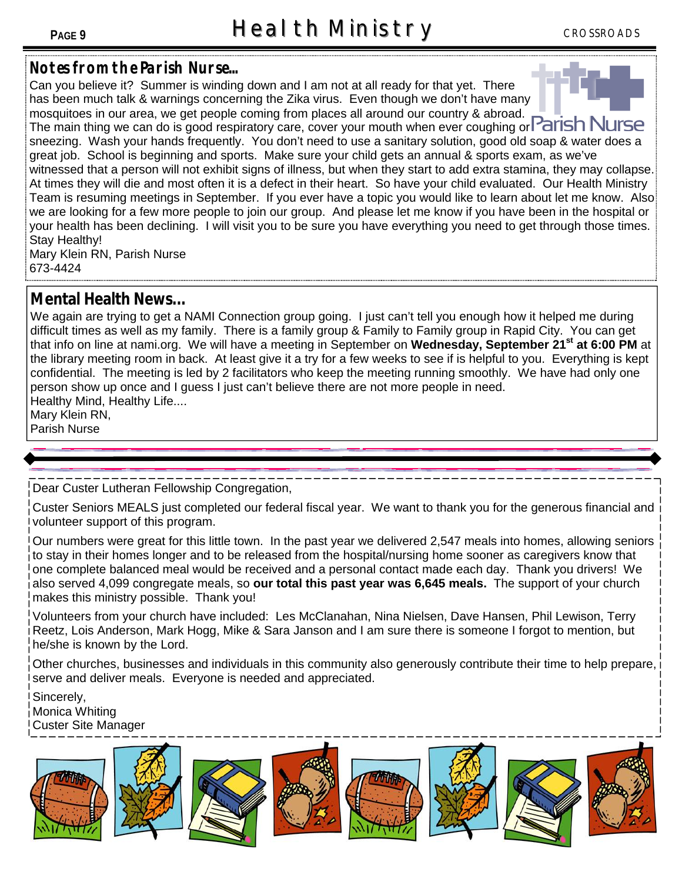# Health Ministry

## Notes from the Parish Nurse…

Can you believe it? Summer is winding down and I am not at all ready for that yet. There has been much talk & warnings concerning the Zika virus. Even though we don't have many mosquitoes in our area, we get people coming from places all around our country & abroad. The main thing we can do is good respiratory care, cover your mouth when ever coughing or sneezing. Wash your hands frequently. You don't need to use a sanitary solution, good old soap & water does a great job. School is beginning and sports. Make sure your child gets an annual & sports exam, as we've witnessed that a person will not exhibit signs of illness, but when they start to add extra stamina, they may collapse. At times they will die and most often it is a defect in their heart. So have your child evaluated. Our Health Ministry Team is resuming meetings in September. If you ever have a topic you would like to learn about let me know. Also we are looking for a few more people to join our group. And please let me know if you have been in the hospital or your health has been declining. I will visit you to be sure you have everything you need to get through those times. Stay Healthy!

Mary Klein RN, Parish Nurse
673-4424

## Mental Health News…

We again are trying to get a NAMI Connection group going. I just can't tell you enough how it helped me during difficult times as well as my family. There is a family group & Family to Family group in Rapid City. You can get that info on line at nami.org. We will have a meeting in September on **Wednesday, September 21st at 6:00 PM** at the library meeting room in back. At least give it a try for a few weeks to see if is helpful to you. Everything is kept confidential. The meeting is led by 2 facilitators who keep the meeting running smoothly. We have had only one person show up once and I guess I just can't believe there are not more people in need.

Healthy Mind, Healthy Life....

Mary Klein RN,
Parish Nurse

---

Dear Custer Lutheran Fellowship Congregation,

Custer Seniors MEALS just completed our federal fiscal year. We want to thank you for the generous financial and volunteer support of this program.

Our numbers were great for this little town. In the past year we delivered 2,547 meals into homes, allowing seniors to stay in their homes longer and to be released from the hospital/nursing home sooner as caregivers know that one complete balanced meal would be received and a personal contact made each day. Thank you drivers! We also served 4,099 congregate meals, so **our total this past year was 6,645 meals.** The support of your church makes this ministry possible. Thank you!

Volunteers from your church have included: Les McClanahan, Nina Nielsen, Dave Hansen, Phil Lewison, Terry Reetz, Lois Anderson, Mark Hogg, Mike & Sara Janson and I am sure there is someone I forgot to mention, but he/she is known by the Lord.

Other churches, businesses and individuals in this community also generously contribute their time to help prepare, serve and deliver meals. Everyone is needed and appreciated.

Sincerely,
Monica Whiting
Custer Site Manager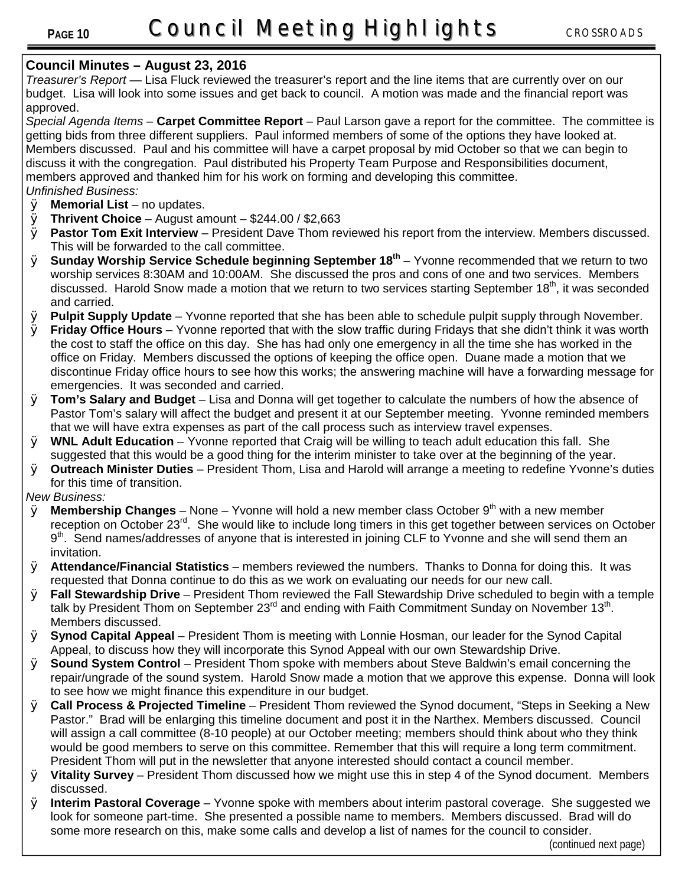# Council Meeting Highlights

**Council Minutes – August 23, 2016**

*Treasurer's Report* — Lisa Fluck reviewed the treasurer's report and the line items that are currently over on our budget. Lisa will look into some issues and get back to council. A motion was made and the financial report was approved.

*Special Agenda Items* – **Carpet Committee Report** – Paul Larson gave a report for the committee. The committee is getting bids from three different suppliers. Paul informed members of some of the options they have looked at. Members discussed. Paul and his committee will have a carpet proposal by mid October so that we can begin to discuss it with the congregation. Paul distributed his Property Team Purpose and Responsibilities document, members approved and thanked him for his work on forming and developing this committee.

*Unfinished Business:*

- **Memorial List** – no updates.
- **Thrivent Choice** – August amount – $244.00 / $2,663
- **Pastor Tom Exit Interview** – President Dave Thom reviewed his report from the interview. Members discussed. This will be forwarded to the call committee.
- **Sunday Worship Service Schedule beginning September 18th** – Yvonne recommended that we return to two worship services 8:30AM and 10:00AM. She discussed the pros and cons of one and two services. Members discussed. Harold Snow made a motion that we return to two services starting September 18th, it was seconded and carried.
- **Pulpit Supply Update** – Yvonne reported that she has been able to schedule pulpit supply through November.
- **Friday Office Hours** – Yvonne reported that with the slow traffic during Fridays that she didn't think it was worth the cost to staff the office on this day. She has had only one emergency in all the time she has worked in the office on Friday. Members discussed the options of keeping the office open. Duane made a motion that we discontinue Friday office hours to see how this works; the answering machine will have a forwarding message for emergencies. It was seconded and carried.
- **Tom's Salary and Budget** – Lisa and Donna will get together to calculate the numbers of how the absence of Pastor Tom's salary will affect the budget and present it at our September meeting. Yvonne reminded members that we will have extra expenses as part of the call process such as interview travel expenses.
- **WNL Adult Education** – Yvonne reported that Craig will be willing to teach adult education this fall. She suggested that this would be a good thing for the interim minister to take over at the beginning of the year.
- **Outreach Minister Duties** – President Thom, Lisa and Harold will arrange a meeting to redefine Yvonne's duties for this time of transition.

*New Business:*

- **Membership Changes** – None – Yvonne will hold a new member class October 9th with a new member reception on October 23rd. She would like to include long timers in this get together between services on October 9th. Send names/addresses of anyone that is interested in joining CLF to Yvonne and she will send them an invitation.
- **Attendance/Financial Statistics** – members reviewed the numbers. Thanks to Donna for doing this. It was requested that Donna continue to do this as we work on evaluating our needs for our new call.
- **Fall Stewardship Drive** – President Thom reviewed the Fall Stewardship Drive scheduled to begin with a temple talk by President Thom on September 23rd and ending with Faith Commitment Sunday on November 13th. Members discussed.
- **Synod Capital Appeal** – President Thom is meeting with Lonnie Hosman, our leader for the Synod Capital Appeal, to discuss how they will incorporate this Synod Appeal with our own Stewardship Drive.
- **Sound System Control** – President Thom spoke with members about Steve Baldwin's email concerning the repair/ungrade of the sound system. Harold Snow made a motion that we approve this expense. Donna will look to see how we might finance this expenditure in our budget.
- **Call Process & Projected Timeline** – President Thom reviewed the Synod document, "Steps in Seeking a New Pastor." Brad will be enlarging this timeline document and post it in the Narthex. Members discussed. Council will assign a call committee (8-10 people) at our October meeting; members should think about who they think would be good members to serve on this committee. Remember that this will require a long term commitment. President Thom will put in the newsletter that anyone interested should contact a council member.
- **Vitality Survey** – President Thom discussed how we might use this in step 4 of the Synod document. Members discussed.
- **Interim Pastoral Coverage** – Yvonne spoke with members about interim pastoral coverage. She suggested we look for someone part-time. She presented a possible name to members. Members discussed. Brad will do some more research on this, make some calls and develop a list of names for the council to consider.

(continued next page)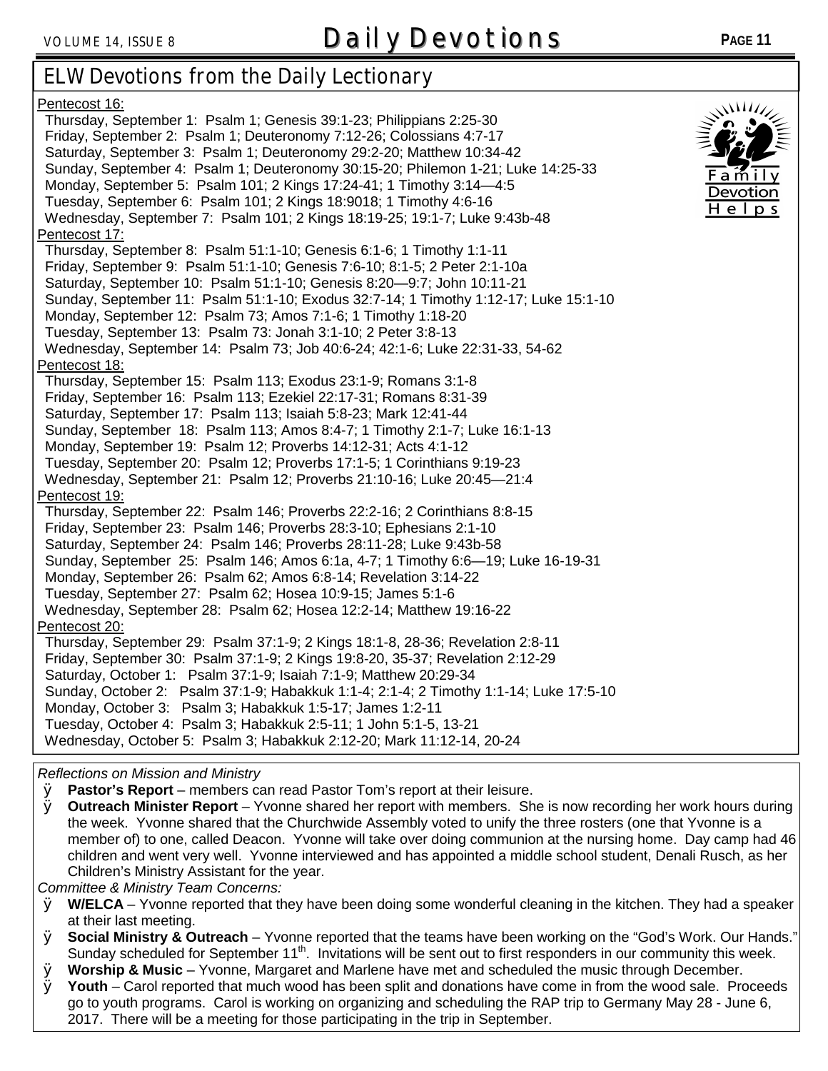## ELW Devotions from the Daily Lectionary

Family Devotion Helps

Pentecost 16:

- Thursday, September 1: Psalm 1; Genesis 39:1-23; Philippians 2:25-30
- Friday, September 2: Psalm 1; Deuteronomy 7:12-26; Colossians 4:7-17
- Saturday, September 3: Psalm 1; Deuteronomy 29:2-20; Matthew 10:34-42
- Sunday, September 4: Psalm 1; Deuteronomy 30:15-20; Philemon 1-21; Luke 14:25-33
- Monday, September 5: Psalm 101; 2 Kings 17:24-41; 1 Timothy 3:14—4:5
- Tuesday, September 6: Psalm 101; 2 Kings 18:9018; 1 Timothy 4:6-16
- Wednesday, September 7: Psalm 101; 2 Kings 18:19-25; 19:1-7; Luke 9:43b-48

Pentecost 17:

- Thursday, September 8: Psalm 51:1-10; Genesis 6:1-6; 1 Timothy 1:1-11
- Friday, September 9: Psalm 51:1-10; Genesis 7:6-10; 8:1-5; 2 Peter 2:1-10a
- Saturday, September 10: Psalm 51:1-10; Genesis 8:20—9:7; John 10:11-21
- Sunday, September 11: Psalm 51:1-10; Exodus 32:7-14; 1 Timothy 1:12-17; Luke 15:1-10
- Monday, September 12: Psalm 73; Amos 7:1-6; 1 Timothy 1:18-20
- Tuesday, September 13: Psalm 73: Jonah 3:1-10; 2 Peter 3:8-13
- Wednesday, September 14: Psalm 73; Job 40:6-24; 42:1-6; Luke 22:31-33, 54-62

Pentecost 18:

- Thursday, September 15: Psalm 113; Exodus 23:1-9; Romans 3:1-8
- Friday, September 16: Psalm 113; Ezekiel 22:17-31; Romans 8:31-39
- Saturday, September 17: Psalm 113; Isaiah 5:8-23; Mark 12:41-44
- Sunday, September 18: Psalm 113; Amos 8:4-7; 1 Timothy 2:1-7; Luke 16:1-13
- Monday, September 19: Psalm 12; Proverbs 14:12-31; Acts 4:1-12
- Tuesday, September 20: Psalm 12; Proverbs 17:1-5; 1 Corinthians 9:19-23
- Wednesday, September 21: Psalm 12; Proverbs 21:10-16; Luke 20:45—21:4

Pentecost 19:

- Thursday, September 22: Psalm 146; Proverbs 22:2-16; 2 Corinthians 8:8-15
- Friday, September 23: Psalm 146; Proverbs 28:3-10; Ephesians 2:1-10
- Saturday, September 24: Psalm 146; Proverbs 28:11-28; Luke 9:43b-58
- Sunday, September 25: Psalm 146; Amos 6:1a, 4-7; 1 Timothy 6:6—19; Luke 16-19-31
- Monday, September 26: Psalm 62; Amos 6:8-14; Revelation 3:14-22
- Tuesday, September 27: Psalm 62; Hosea 10:9-15; James 5:1-6
- Wednesday, September 28: Psalm 62; Hosea 12:2-14; Matthew 19:16-22

Pentecost 20:

- Thursday, September 29: Psalm 37:1-9; 2 Kings 18:1-8, 28-36; Revelation 2:8-11
- Friday, September 30: Psalm 37:1-9; 2 Kings 19:8-20, 35-37; Revelation 2:12-29
- Saturday, October 1: Psalm 37:1-9; Isaiah 7:1-9; Matthew 20:29-34
- Sunday, October 2: Psalm 37:1-9; Habakkuk 1:1-4; 2:1-4; 2 Timothy 1:1-14; Luke 17:5-10
- Monday, October 3: Psalm 3; Habakkuk 1:5-17; James 1:2-11
- Tuesday, October 4: Psalm 3; Habakkuk 2:5-11; 1 John 5:1-5, 13-21
- Wednesday, October 5: Psalm 3; Habakkuk 2:12-20; Mark 11:12-14, 20-24

*Reflections on Mission and Ministry*

- **Pastor's Report** – members can read Pastor Tom's report at their leisure.
- **Outreach Minister Report** – Yvonne shared her report with members. She is now recording her work hours during the week. Yvonne shared that the Churchwide Assembly voted to unify the three rosters (one that Yvonne is a member of) to one, called Deacon. Yvonne will take over doing communion at the nursing home. Day camp had 46 children and went very well. Yvonne interviewed and has appointed a middle school student, Denali Rusch, as her Children's Ministry Assistant for the year.

*Committee & Ministry Team Concerns:*

- **W/ELCA** – Yvonne reported that they have been doing some wonderful cleaning in the kitchen. They had a speaker at their last meeting.
- **Social Ministry & Outreach** – Yvonne reported that the teams have been working on the "God's Work. Our Hands." Sunday scheduled for September 11th. Invitations will be sent out to first responders in our community this week.
- **Worship & Music** – Yvonne, Margaret and Marlene have met and scheduled the music through December.
- **Youth** – Carol reported that much wood has been split and donations have come in from the wood sale. Proceeds go to youth programs. Carol is working on organizing and scheduling the RAP trip to Germany May 28 - June 6, 2017. There will be a meeting for those participating in the trip in September.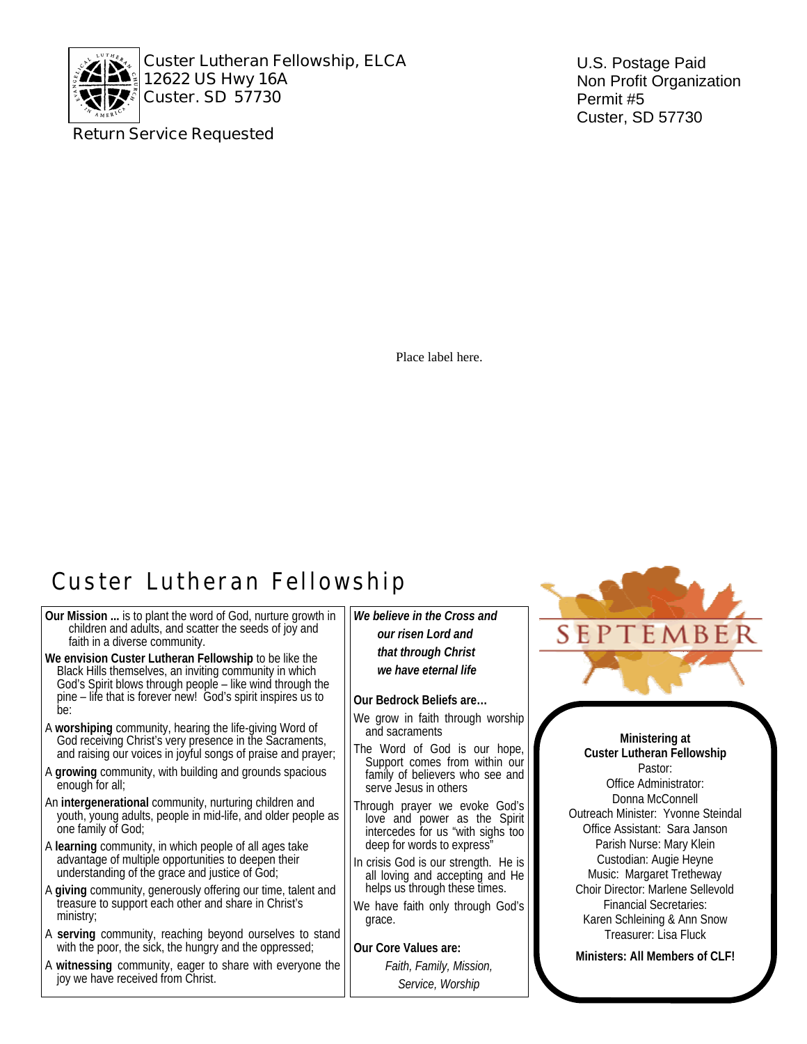Custer Lutheran Fellowship, ELCA
12622 US Hwy 16A
Custer. SD 57730

Return Service Requested

U.S. Postage Paid
Non Profit Organization
Permit #5
Custer, SD 57730

Place label here.

# Custer Lutheran Fellowship

**Our Mission ...** is to plant the word of God, nurture growth in children and adults, and scatter the seeds of joy and faith in a diverse community.

**We envision Custer Lutheran Fellowship** to be like the Black Hills themselves, an inviting community in which God's Spirit blows through people – like wind through the pine – life that is forever new! God's spirit inspires us to be:

- A **worshiping** community, hearing the life-giving Word of God receiving Christ's very presence in the Sacraments, and raising our voices in joyful songs of praise and prayer;
- A **growing** community, with building and grounds spacious enough for all;
- An **intergenerational** community, nurturing children and youth, young adults, people in mid-life, and older people as one family of God;
- A **learning** community, in which people of all ages take advantage of multiple opportunities to deepen their understanding of the grace and justice of God;
- A **giving** community, generously offering our time, talent and treasure to support each other and share in Christ's ministry;
- A **serving** community, reaching beyond ourselves to stand with the poor, the sick, the hungry and the oppressed;
- A **witnessing** community, eager to share with everyone the joy we have received from Christ.

***We believe in the Cross and our risen Lord and that through Christ we have eternal life***

**Our Bedrock Beliefs are…**

- We grow in faith through worship and sacraments
- The Word of God is our hope, Support comes from within our family of believers who see and serve Jesus in others
- Through prayer we evoke God's love and power as the Spirit intercedes for us "with sighs too deep for words to express"
- In crisis God is our strength. He is all loving and accepting and He helps us through these times.
- We have faith only through God's grace.

**Our Core Values are:**

*Faith, Family, Mission, Service, Worship*

SEPTEMBER

**Ministering at Custer Lutheran Fellowship**

Pastor:
Office Administrator: Donna McConnell
Outreach Minister: Yvonne Steindal
Office Assistant: Sara Janson
Parish Nurse: Mary Klein
Custodian: Augie Heyne
Music: Margaret Tretheway
Choir Director: Marlene Sellevold
Financial Secretaries: Karen Schleining & Ann Snow
Treasurer: Lisa Fluck

**Ministers: All Members of CLF!**